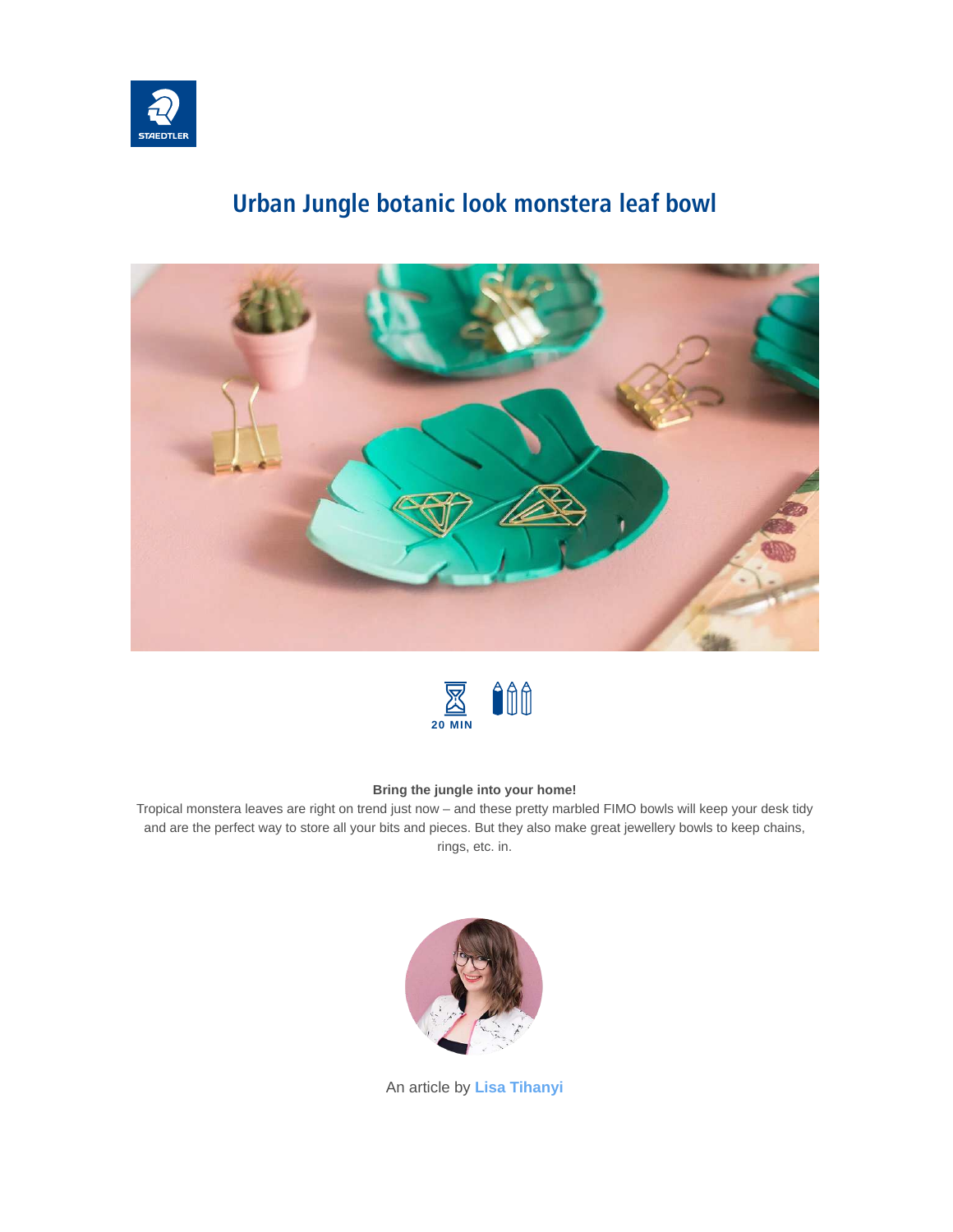# Urban Jungle botanic look monstera leaf bowl

20 MIN

**Bring the jungle into your home!**

Tropical monstera leaves are right on trend just now – and these pretty marbled FIMO bowls will keep your desk tidy and are the perfect way to store all your bits and pieces. But they also make great jewellery bowls to keep chains, rings, etc. in.

An article by **Lisa Tihanyi**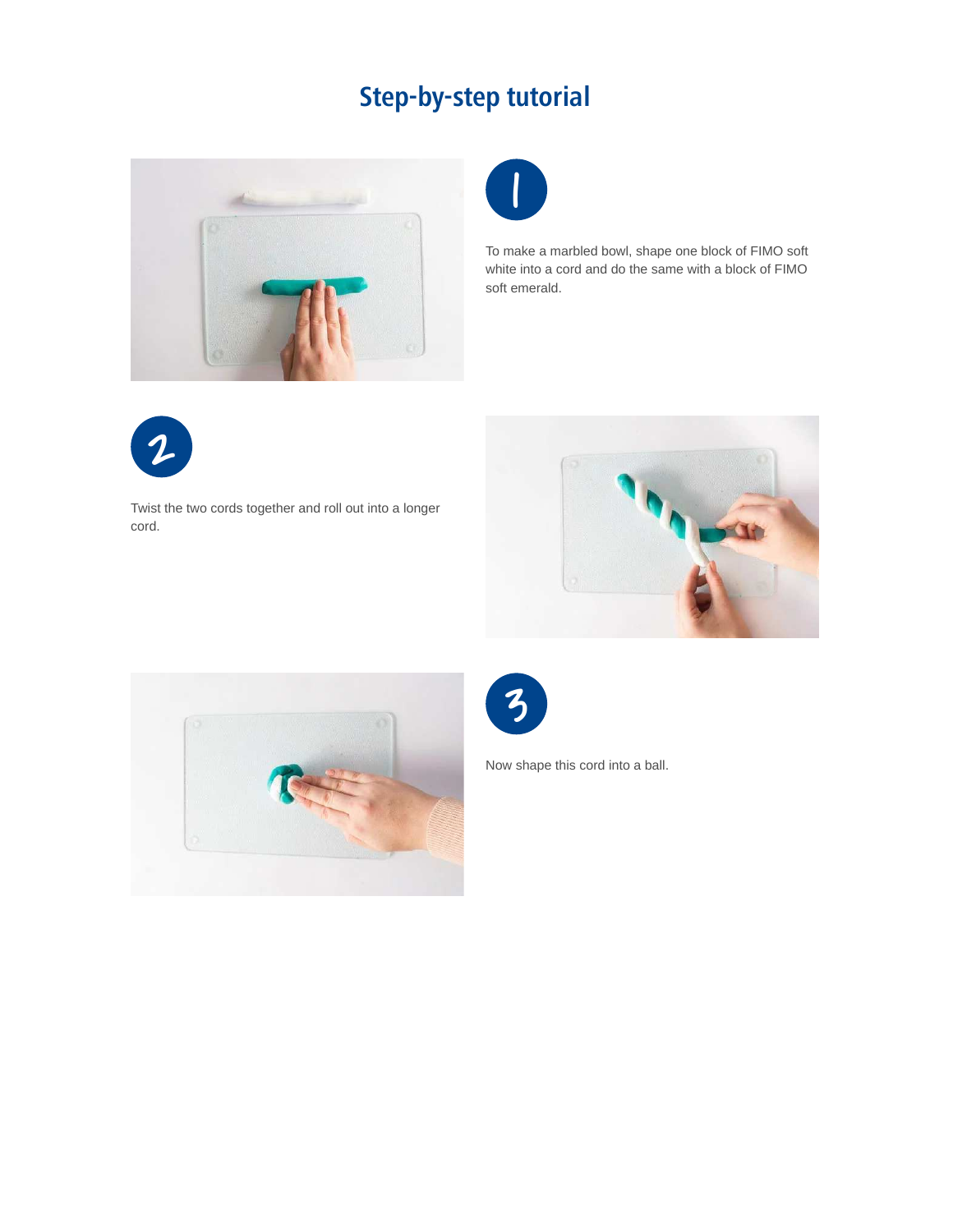# Step-by-step tutorial

**1**

To make a marbled bowl, shape one block of FIMO soft white into a cord and do the same with a block of FIMO soft emerald.

**2**

Twist the two cords together and roll out into a longer cord.

**3**

Now shape this cord into a ball.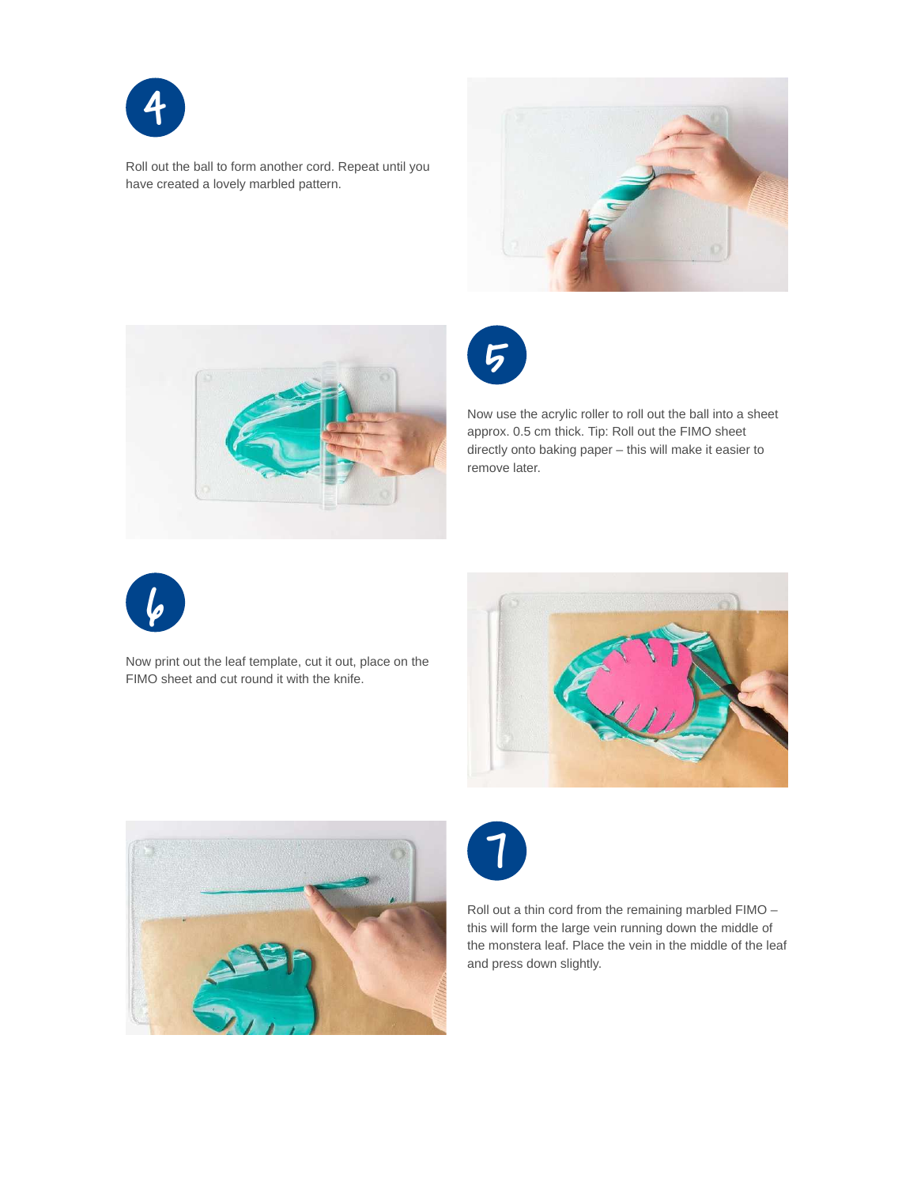4

Roll out the ball to form another cord. Repeat until you have created a lovely marbled pattern.

5

Now use the acrylic roller to roll out the ball into a sheet approx. 0.5 cm thick. Tip: Roll out the FIMO sheet directly onto baking paper – this will make it easier to remove later.

6

Now print out the leaf template, cut it out, place on the FIMO sheet and cut round it with the knife.

7

Roll out a thin cord from the remaining marbled FIMO – this will form the large vein running down the middle of the monstera leaf. Place the vein in the middle of the leaf and press down slightly.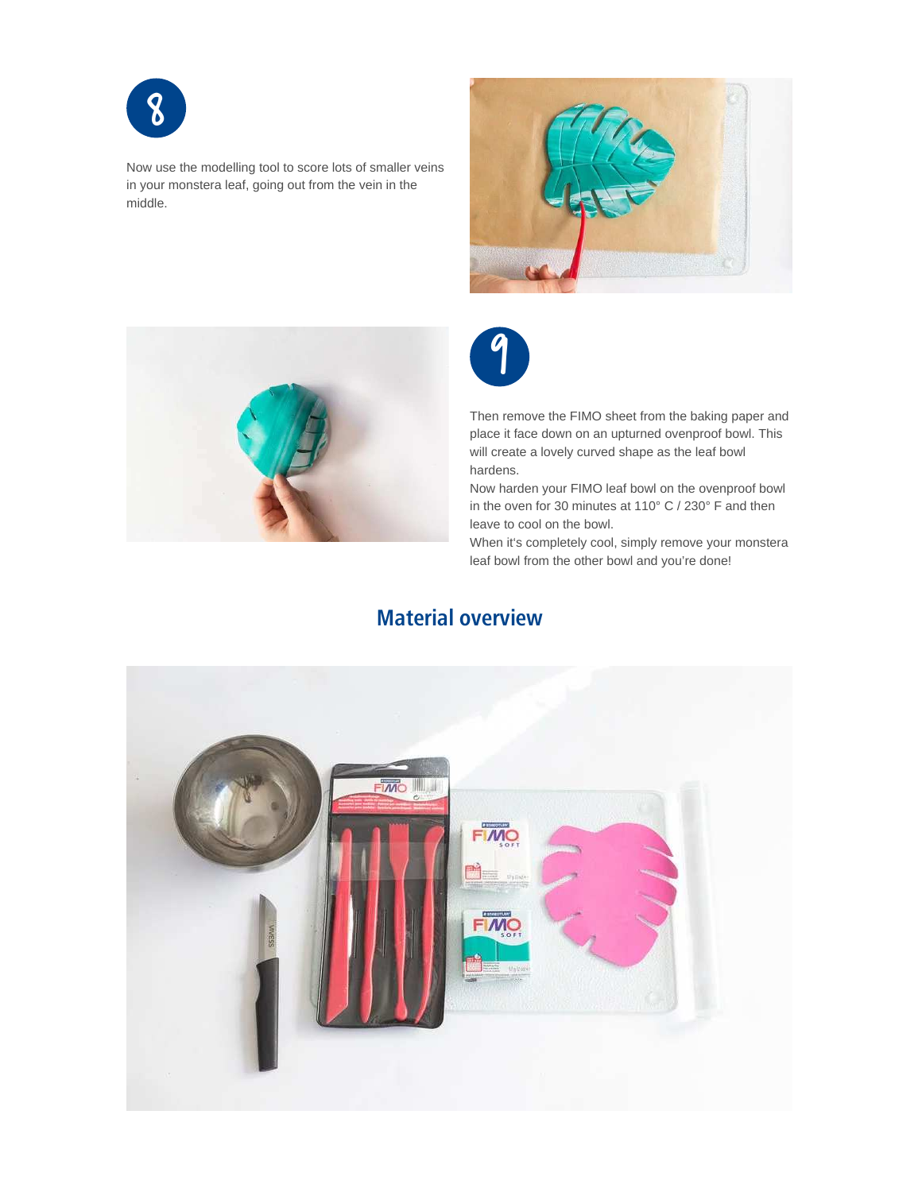8

Now use the modelling tool to score lots of smaller veins in your monstera leaf, going out from the vein in the middle.

9

Then remove the FIMO sheet from the baking paper and place it face down on an upturned ovenproof bowl. This will create a lovely curved shape as the leaf bowl hardens.

Now harden your FIMO leaf bowl on the ovenproof bowl in the oven for 30 minutes at 110° C / 230° F and then leave to cool on the bowl.

When it's completely cool, simply remove your monstera leaf bowl from the other bowl and you're done!

## Material overview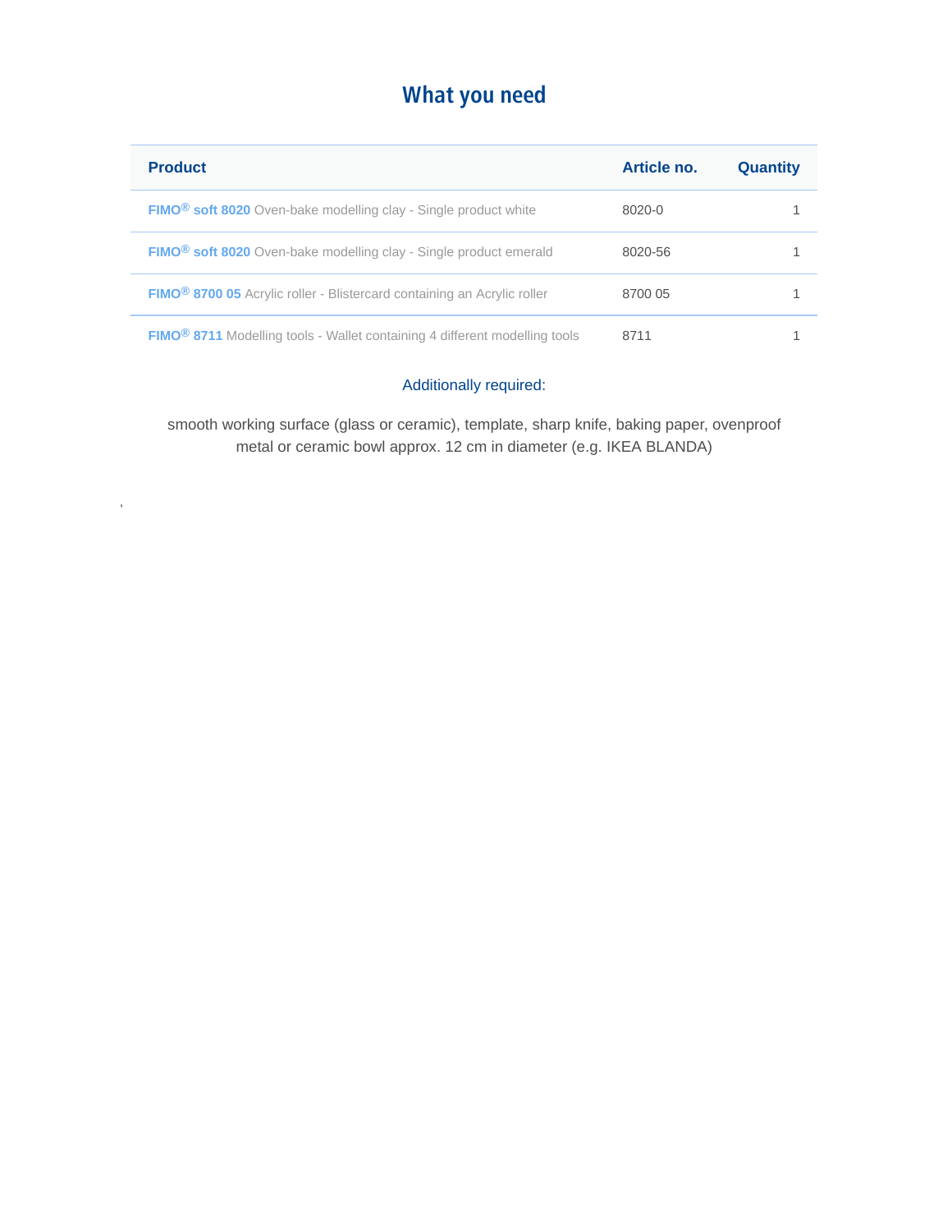## What you need

| Product | Article no. | Quantity |
| --- | --- | --- |
| **FIMO® soft 8020** Oven-bake modelling clay - Single product white | 8020-0 | 1 |
| **FIMO® soft 8020** Oven-bake modelling clay - Single product emerald | 8020-56 | 1 |
| **FIMO® 8700 05** Acrylic roller - Blistercard containing an Acrylic roller | 8700 05 | 1 |
| **FIMO® 8711** Modelling tools - Wallet containing 4 different modelling tools | 8711 | 1 |

Additionally required:

smooth working surface (glass or ceramic), template, sharp knife, baking paper, ovenproof metal or ceramic bowl approx. 12 cm in diameter (e.g. IKEA BLANDA)

,